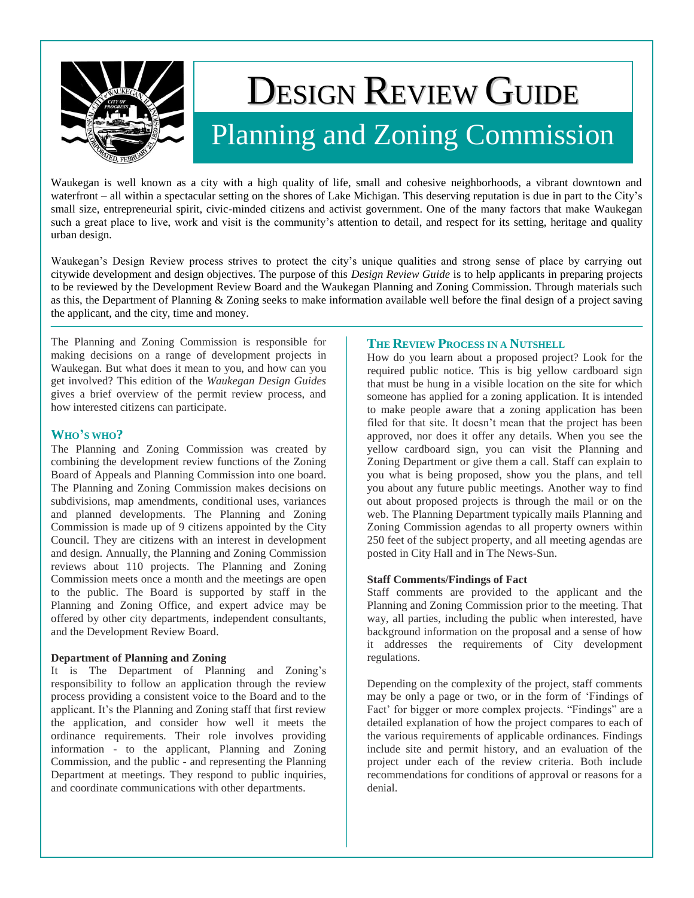# Design Review Guide

## Planning and Zoning Commission

Waukegan is well known as a city with a high quality of life, small and cohesive neighborhoods, a vibrant downtown and waterfront – all within a spectacular setting on the shores of Lake Michigan. This deserving reputation is due in part to the City's small size, entrepreneurial spirit, civic-minded citizens and activist government. One of the many factors that make Waukegan such a great place to live, work and visit is the community's attention to detail, and respect for its setting, heritage and quality urban design.

Waukegan's Design Review process strives to protect the city's unique qualities and strong sense of place by carrying out citywide development and design objectives. The purpose of this *Design Review Guide* is to help applicants in preparing projects to be reviewed by the Development Review Board and the Waukegan Planning and Zoning Commission. Through materials such as this, the Department of Planning & Zoning seeks to make information available well before the final design of a project saving the applicant, and the city, time and money.

---

The Planning and Zoning Commission is responsible for making decisions on a range of development projects in Waukegan. But what does it mean to you, and how can you get involved? This edition of the *Waukegan Design Guides* gives a brief overview of the permit review process, and how interested citizens can participate.

### Who's who?

The Planning and Zoning Commission was created by combining the development review functions of the Zoning Board of Appeals and Planning Commission into one board. The Planning and Zoning Commission makes decisions on subdivisions, map amendments, conditional uses, variances and planned developments. The Planning and Zoning Commission is made up of 9 citizens appointed by the City Council. They are citizens with an interest in development and design. Annually, the Planning and Zoning Commission reviews about 110 projects. The Planning and Zoning Commission meets once a month and the meetings are open to the public. The Board is supported by staff in the Planning and Zoning Office, and expert advice may be offered by other city departments, independent consultants, and the Development Review Board.

**Department of Planning and Zoning**

It is The Department of Planning and Zoning's responsibility to follow an application through the review process providing a consistent voice to the Board and to the applicant. It's the Planning and Zoning staff that first review the application, and consider how well it meets the ordinance requirements. Their role involves providing information - to the applicant, Planning and Zoning Commission, and the public - and representing the Planning Department at meetings. They respond to public inquiries, and coordinate communications with other departments.

### The Review Process in a Nutshell

How do you learn about a proposed project? Look for the required public notice. This is big yellow cardboard sign that must be hung in a visible location on the site for which someone has applied for a zoning application. It is intended to make people aware that a zoning application has been filed for that site. It doesn't mean that the project has been approved, nor does it offer any details. When you see the yellow cardboard sign, you can visit the Planning and Zoning Department or give them a call. Staff can explain to you what is being proposed, show you the plans, and tell you about any future public meetings. Another way to find out about proposed projects is through the mail or on the web. The Planning Department typically mails Planning and Zoning Commission agendas to all property owners within 250 feet of the subject property, and all meeting agendas are posted in City Hall and in The News-Sun.

**Staff Comments/Findings of Fact**

Staff comments are provided to the applicant and the Planning and Zoning Commission prior to the meeting. That way, all parties, including the public when interested, have background information on the proposal and a sense of how it addresses the requirements of City development regulations.

Depending on the complexity of the project, staff comments may be only a page or two, or in the form of 'Findings of Fact' for bigger or more complex projects. "Findings" are a detailed explanation of how the project compares to each of the various requirements of applicable ordinances. Findings include site and permit history, and an evaluation of the project under each of the review criteria. Both include recommendations for conditions of approval or reasons for a denial.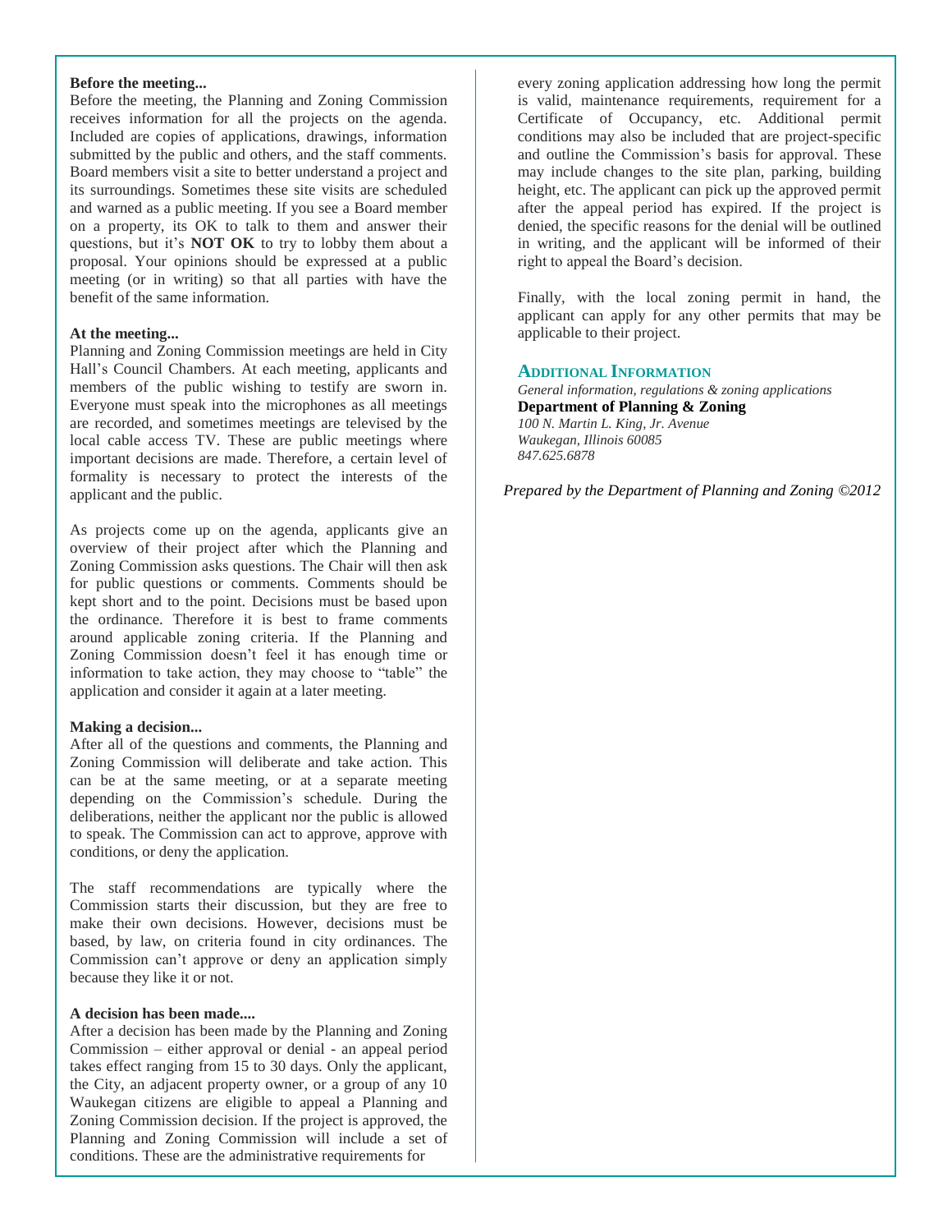**Before the meeting...**

Before the meeting, the Planning and Zoning Commission receives information for all the projects on the agenda. Included are copies of applications, drawings, information submitted by the public and others, and the staff comments. Board members visit a site to better understand a project and its surroundings. Sometimes these site visits are scheduled and warned as a public meeting. If you see a Board member on a property, its OK to talk to them and answer their questions, but it's **NOT OK** to try to lobby them about a proposal. Your opinions should be expressed at a public meeting (or in writing) so that all parties with have the benefit of the same information.

**At the meeting...**

Planning and Zoning Commission meetings are held in City Hall's Council Chambers. At each meeting, applicants and members of the public wishing to testify are sworn in. Everyone must speak into the microphones as all meetings are recorded, and sometimes meetings are televised by the local cable access TV. These are public meetings where important decisions are made. Therefore, a certain level of formality is necessary to protect the interests of the applicant and the public.

As projects come up on the agenda, applicants give an overview of their project after which the Planning and Zoning Commission asks questions. The Chair will then ask for public questions or comments. Comments should be kept short and to the point. Decisions must be based upon the ordinance. Therefore it is best to frame comments around applicable zoning criteria. If the Planning and Zoning Commission doesn't feel it has enough time or information to take action, they may choose to "table" the application and consider it again at a later meeting.

**Making a decision...**

After all of the questions and comments, the Planning and Zoning Commission will deliberate and take action. This can be at the same meeting, or at a separate meeting depending on the Commission's schedule. During the deliberations, neither the applicant nor the public is allowed to speak. The Commission can act to approve, approve with conditions, or deny the application.

The staff recommendations are typically where the Commission starts their discussion, but they are free to make their own decisions. However, decisions must be based, by law, on criteria found in city ordinances. The Commission can't approve or deny an application simply because they like it or not.

**A decision has been made....**

After a decision has been made by the Planning and Zoning Commission – either approval or denial - an appeal period takes effect ranging from 15 to 30 days. Only the applicant, the City, an adjacent property owner, or a group of any 10 Waukegan citizens are eligible to appeal a Planning and Zoning Commission decision. If the project is approved, the Planning and Zoning Commission will include a set of conditions. These are the administrative requirements for every zoning application addressing how long the permit is valid, maintenance requirements, requirement for a Certificate of Occupancy, etc. Additional permit conditions may also be included that are project-specific and outline the Commission's basis for approval. These may include changes to the site plan, parking, building height, etc. The applicant can pick up the approved permit after the appeal period has expired. If the project is denied, the specific reasons for the denial will be outlined in writing, and the applicant will be informed of their right to appeal the Board's decision.

Finally, with the local zoning permit in hand, the applicant can apply for any other permits that may be applicable to their project.

## Additional Information

*General information, regulations & zoning applications*
**Department of Planning & Zoning**
*100 N. Martin L. King, Jr. Avenue*
*Waukegan, Illinois 60085*
*847.625.6878*

*Prepared by the Department of Planning and Zoning ©2012*